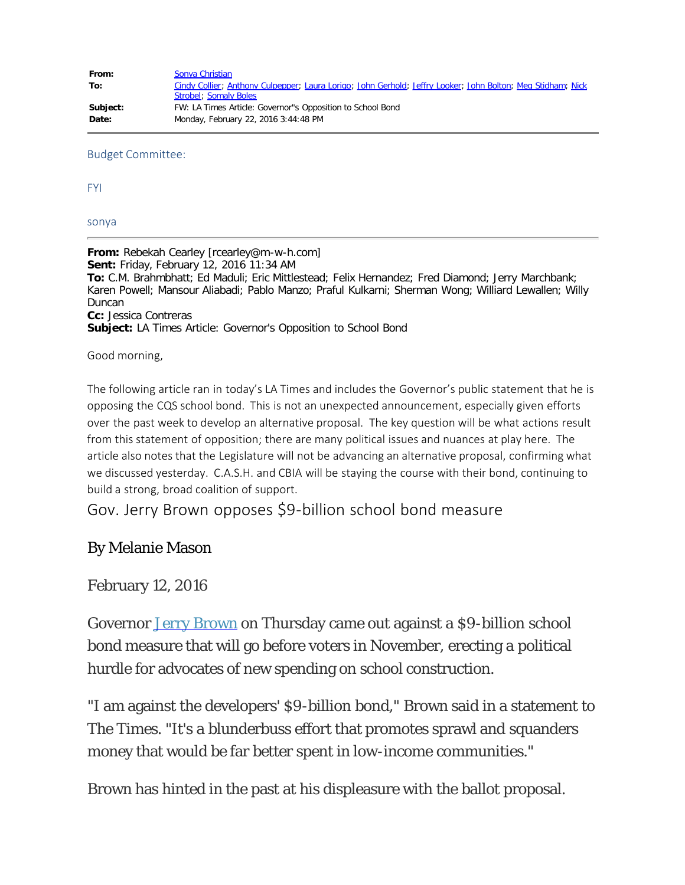| | |
|---|---|
| **From:** | Sonya Christian |
| **To:** | Cindy Collier; Anthony Culpepper; Laura Lorigo; John Gerhold; Jeffry Looker; John Bolton; Meg Stidham; Nick Strobel; Somaly Boles |
| **Subject:** | FW: LA Times Article: Governor"s Opposition to School Bond |
| **Date:** | Monday, February 22, 2016 3:44:48 PM |

Budget Committee:

FYI

sonya

---

**From:** Rebekah Cearley [rcearley@m-w-h.com]
**Sent:** Friday, February 12, 2016 11:34 AM
**To:** C.M. Brahmbhatt; Ed Maduli; Eric Mittlestead; Felix Hernandez; Fred Diamond; Jerry Marchbank; Karen Powell; Mansour Aliabadi; Pablo Manzo; Praful Kulkarni; Sherman Wong; Williard Lewallen; Willy Duncan
**Cc:** Jessica Contreras
**Subject:** LA Times Article: Governor's Opposition to School Bond

Good morning,

The following article ran in today's LA Times and includes the Governor's public statement that he is opposing the CQS school bond. This is not an unexpected announcement, especially given efforts over the past week to develop an alternative proposal. The key question will be what actions result from this statement of opposition; there are many political issues and nuances at play here. The article also notes that the Legislature will not be advancing an alternative proposal, confirming what we discussed yesterday. C.A.S.H. and CBIA will be staying the course with their bond, continuing to build a strong, broad coalition of support.

## Gov. Jerry Brown opposes $9-billion school bond measure

By Melanie Mason

February 12, 2016

Governor Jerry Brown on Thursday came out against a $9-billion school bond measure that will go before voters in November, erecting a political hurdle for advocates of new spending on school construction.

"I am against the developers' $9-billion bond," Brown said in a statement to The Times. "It's a blunderbuss effort that promotes sprawl and squanders money that would be far better spent in low-income communities."

Brown has hinted in the past at his displeasure with the ballot proposal.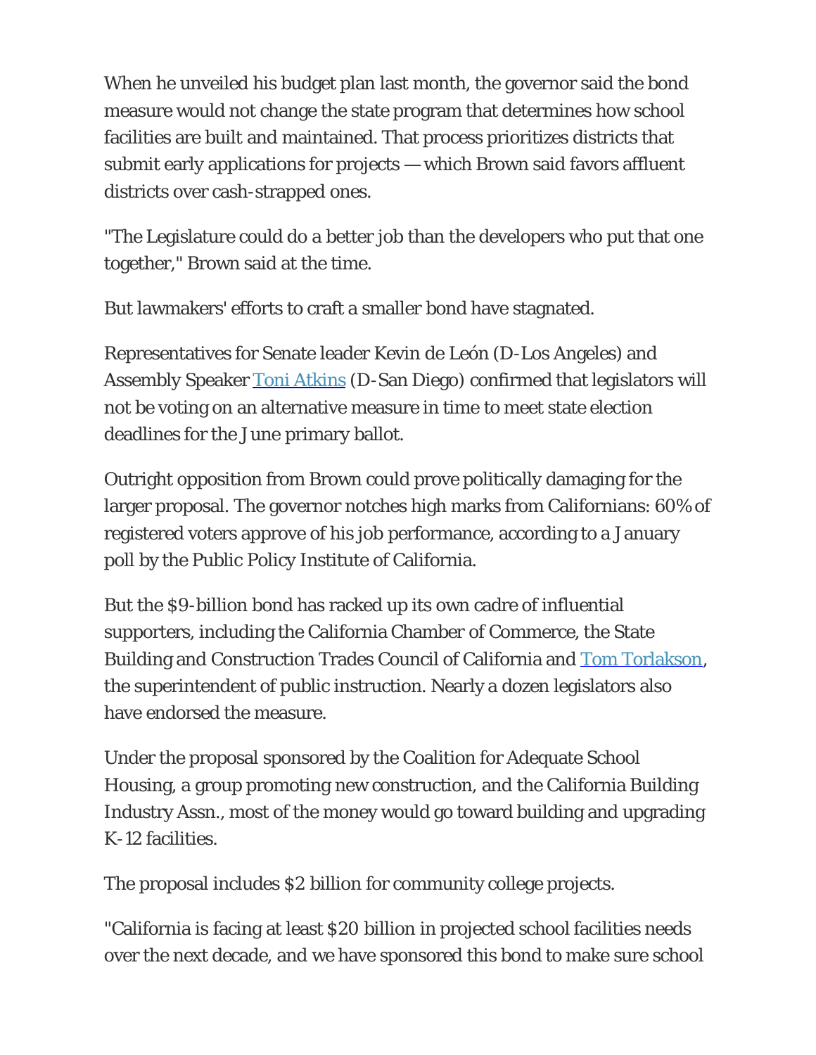When he unveiled his budget plan last month, the governor said the bond measure would not change the state program that determines how school facilities are built and maintained. That process prioritizes districts that submit early applications for projects — which Brown said favors affluent districts over cash-strapped ones.

"The Legislature could do a better job than the developers who put that one together," Brown said at the time.

But lawmakers' efforts to craft a smaller bond have stagnated.

Representatives for Senate leader Kevin de León (D-Los Angeles) and Assembly Speaker Toni Atkins (D-San Diego) confirmed that legislators will not be voting on an alternative measure in time to meet state election deadlines for the June primary ballot.

Outright opposition from Brown could prove politically damaging for the larger proposal. The governor notches high marks from Californians: 60% of registered voters approve of his job performance, according to a January poll by the Public Policy Institute of California.

But the $9-billion bond has racked up its own cadre of influential supporters, including the California Chamber of Commerce, the State Building and Construction Trades Council of California and Tom Torlakson, the superintendent of public instruction. Nearly a dozen legislators also have endorsed the measure.

Under the proposal sponsored by the Coalition for Adequate School Housing, a group promoting new construction, and the California Building Industry Assn., most of the money would go toward building and upgrading K-12 facilities.

The proposal includes $2 billion for community college projects.

"California is facing at least $20 billion in projected school facilities needs over the next decade, and we have sponsored this bond to make sure school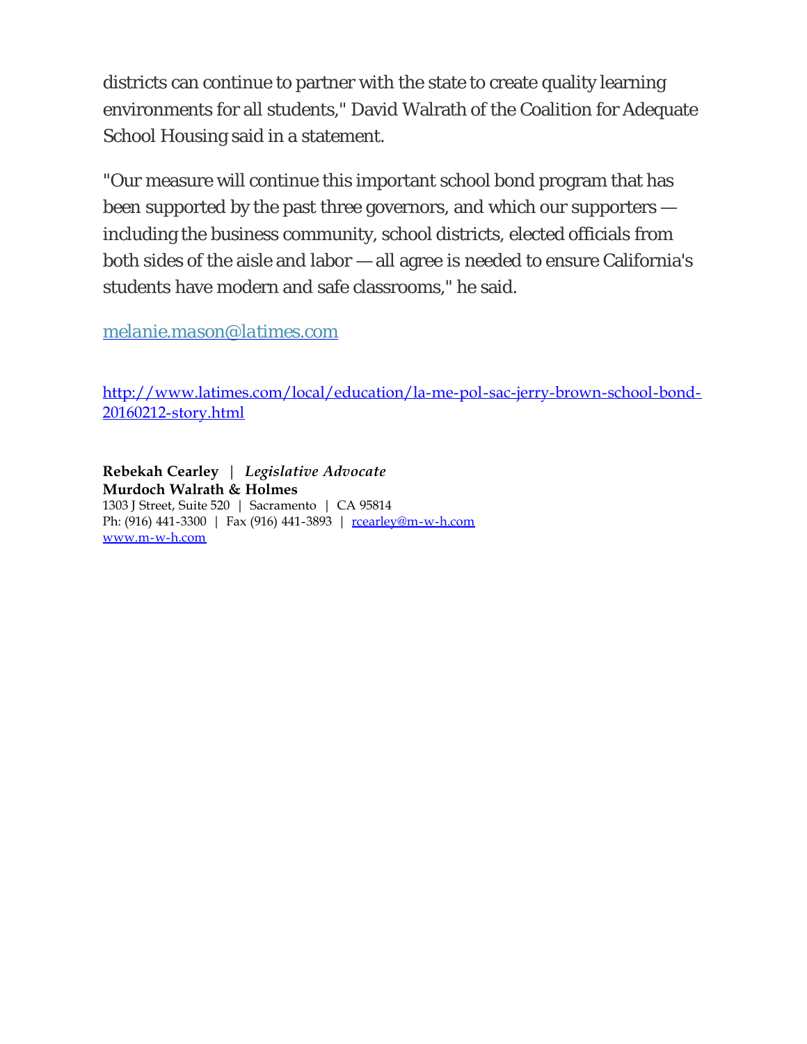districts can continue to partner with the state to create quality learning environments for all students," David Walrath of the Coalition for Adequate School Housing said in a statement.

"Our measure will continue this important school bond program that has been supported by the past three governors, and which our supporters — including the business community, school districts, elected officials from both sides of the aisle and labor — all agree is needed to ensure California's students have modern and safe classrooms," he said.

melanie.mason@latimes.com

http://www.latimes.com/local/education/la-me-pol-sac-jerry-brown-school-bond-20160212-story.html

**Rebekah Cearley** | ***Legislative Advocate***
**Murdoch Walrath & Holmes**
1303 J Street, Suite 520 | Sacramento | CA 95814
Ph: (916) 441-3300 | Fax (916) 441-3893 | rcearley@m-w-h.com
www.m-w-h.com